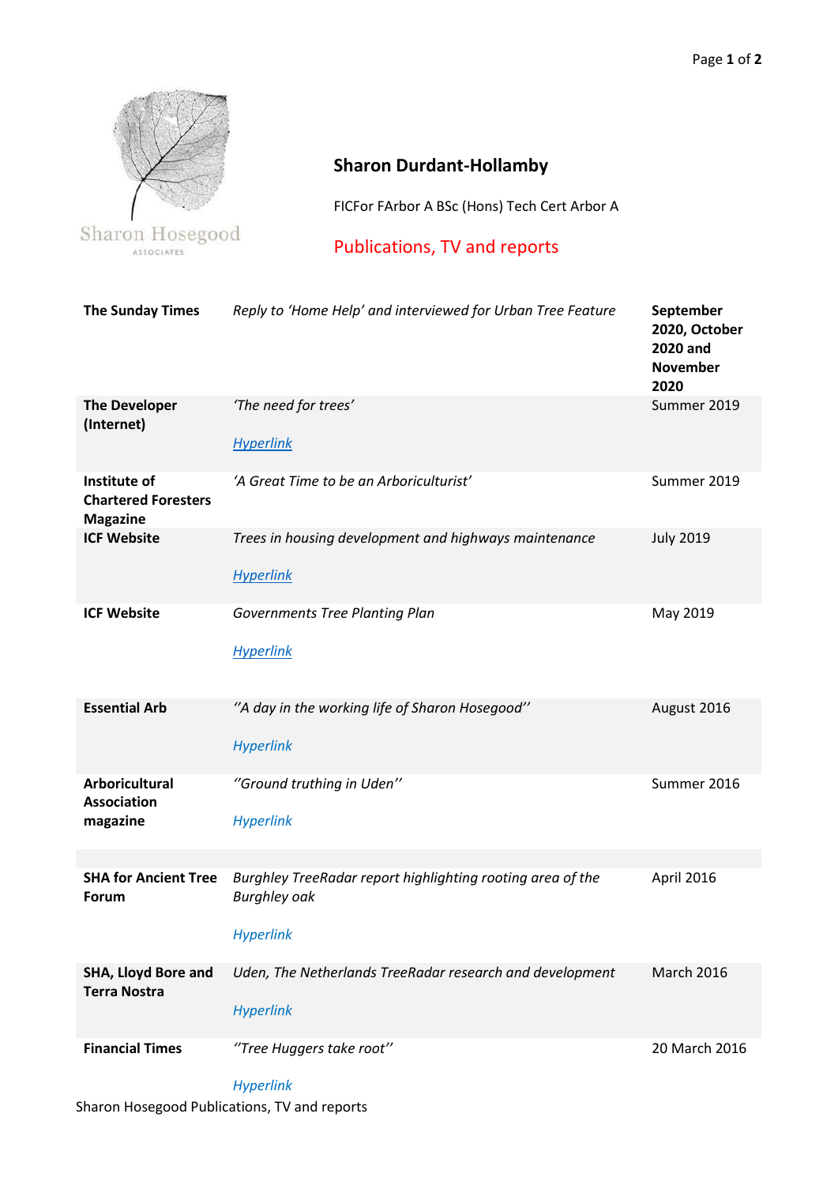Sharon Hosegood
ASSOCIATES

# Sharon Durdant-Hollamby

FICFor FArbor A BSc (Hons) Tech Cert Arbor A

## Publications, TV and reports

| | | |
|---|---|---|
| **The Sunday Times** | *Reply to 'Home Help' and interviewed for Urban Tree Feature* | **September 2020, October 2020 and November 2020** |
| **The Developer (Internet)** | *'The need for trees'*<br><br>*Hyperlink* | Summer 2019 |
| **Institute of Chartered Foresters Magazine** | *'A Great Time to be an Arboriculturist'* | Summer 2019 |
| **ICF Website** | *Trees in housing development and highways maintenance*<br><br>*Hyperlink* | July 2019 |
| **ICF Website** | *Governments Tree Planting Plan*<br><br>*Hyperlink* | May 2019 |
| **Essential Arb** | *''A day in the working life of Sharon Hosegood''*<br><br>*Hyperlink* | August 2016 |
| **Arboricultural Association magazine** | *''Ground truthing in Uden''*<br><br>*Hyperlink* | Summer 2016 |
| | | |
| **SHA for Ancient Tree Forum** | *Burghley TreeRadar report highlighting rooting area of the Burghley oak*<br><br>*Hyperlink* | April 2016 |
| **SHA, Lloyd Bore and Terra Nostra** | *Uden, The Netherlands TreeRadar research and development*<br><br>*Hyperlink* | March 2016 |
| **Financial Times** | *''Tree Huggers take root''*<br><br>*Hyperlink* | 20 March 2016 |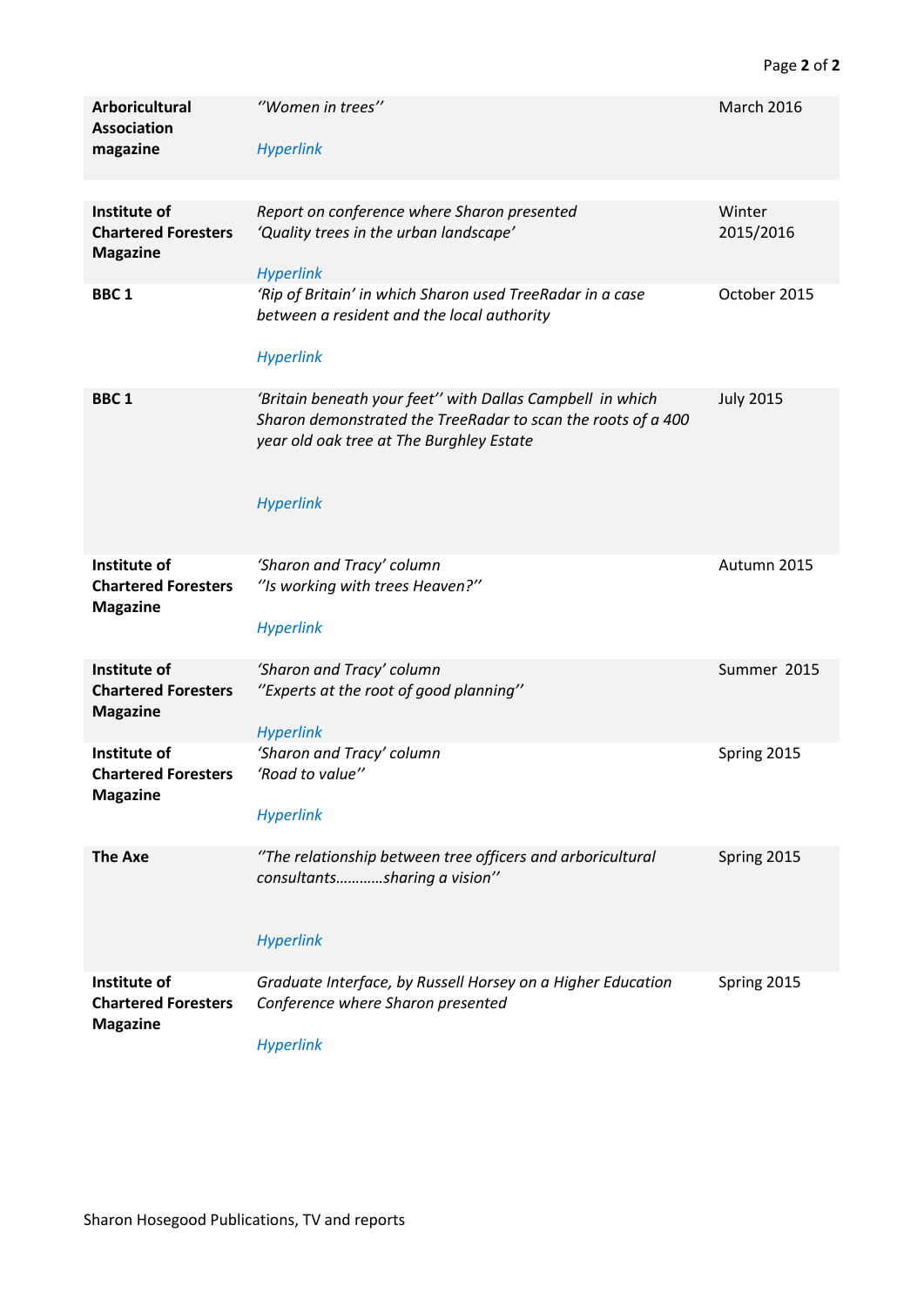| | | |
|---|---|---|
| **Arboricultural Association magazine** | *''Women in trees''*<br><br>*Hyperlink* | March 2016 |
| **Institute of Chartered Foresters Magazine** | *Report on conference where Sharon presented 'Quality trees in the urban landscape'*<br><br>*Hyperlink* | Winter 2015/2016 |
| **BBC 1** | *'Rip of Britain' in which Sharon used TreeRadar in a case between a resident and the local authority*<br><br>*Hyperlink* | October 2015 |
| **BBC 1** | *'Britain beneath your feet'' with Dallas Campbell in which Sharon demonstrated the TreeRadar to scan the roots of a 400 year old oak tree at The Burghley Estate*<br><br>*Hyperlink* | July 2015 |
| **Institute of Chartered Foresters Magazine** | *'Sharon and Tracy' column ''Is working with trees Heaven?''*<br><br>*Hyperlink* | Autumn 2015 |
| **Institute of Chartered Foresters Magazine** | *'Sharon and Tracy' column ''Experts at the root of good planning''*<br><br>*Hyperlink* | Summer 2015 |
| **Institute of Chartered Foresters Magazine** | *'Sharon and Tracy' column 'Road to value''*<br><br>*Hyperlink* | Spring 2015 |
| **The Axe** | *''The relationship between tree officers and arboricultural consultants…………sharing a vision''*<br><br>*Hyperlink* | Spring 2015 |
| **Institute of Chartered Foresters Magazine** | *Graduate Interface, by Russell Horsey on a Higher Education Conference where Sharon presented*<br><br>*Hyperlink* | Spring 2015 |